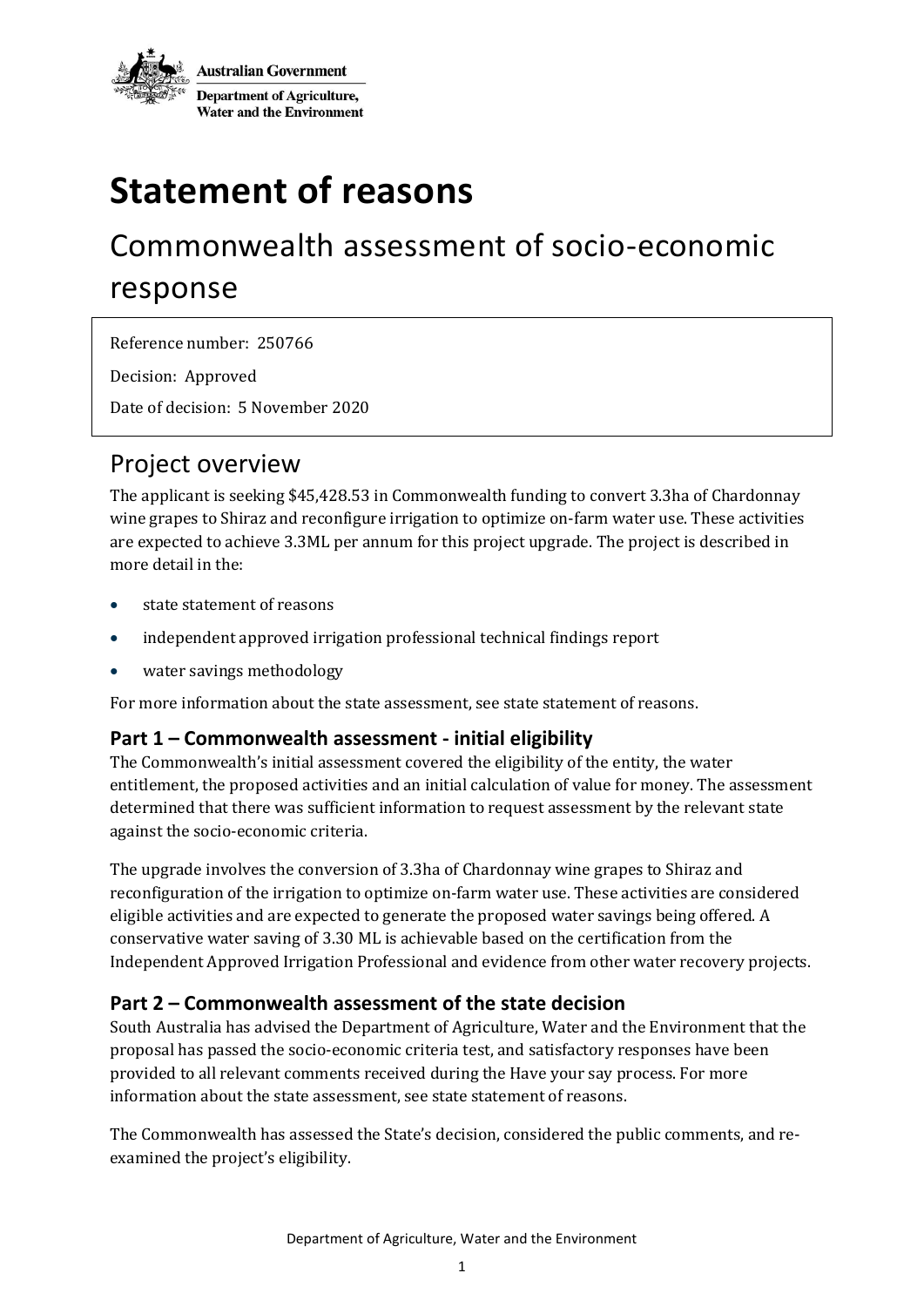Australian Government

Department of Agriculture, Water and the Environment

# Statement of reasons

## Commonwealth assessment of socio-economic response

Reference number: 250766

Decision: Approved

Date of decision: 5 November 2020

## Project overview

The applicant is seeking $45,428.53 in Commonwealth funding to convert 3.3ha of Chardonnay wine grapes to Shiraz and reconfigure irrigation to optimize on-farm water use. These activities are expected to achieve 3.3ML per annum for this project upgrade. The project is described in more detail in the:

- state statement of reasons
- independent approved irrigation professional technical findings report
- water savings methodology

For more information about the state assessment, see state statement of reasons.

### Part 1 – Commonwealth assessment - initial eligibility

The Commonwealth's initial assessment covered the eligibility of the entity, the water entitlement, the proposed activities and an initial calculation of value for money. The assessment determined that there was sufficient information to request assessment by the relevant state against the socio-economic criteria.

The upgrade involves the conversion of 3.3ha of Chardonnay wine grapes to Shiraz and reconfiguration of the irrigation to optimize on-farm water use. These activities are considered eligible activities and are expected to generate the proposed water savings being offered. A conservative water saving of 3.30 ML is achievable based on the certification from the Independent Approved Irrigation Professional and evidence from other water recovery projects.

### Part 2 – Commonwealth assessment of the state decision

South Australia has advised the Department of Agriculture, Water and the Environment that the proposal has passed the socio-economic criteria test, and satisfactory responses have been provided to all relevant comments received during the Have your say process. For more information about the state assessment, see state statement of reasons.

The Commonwealth has assessed the State's decision, considered the public comments, and re-examined the project's eligibility.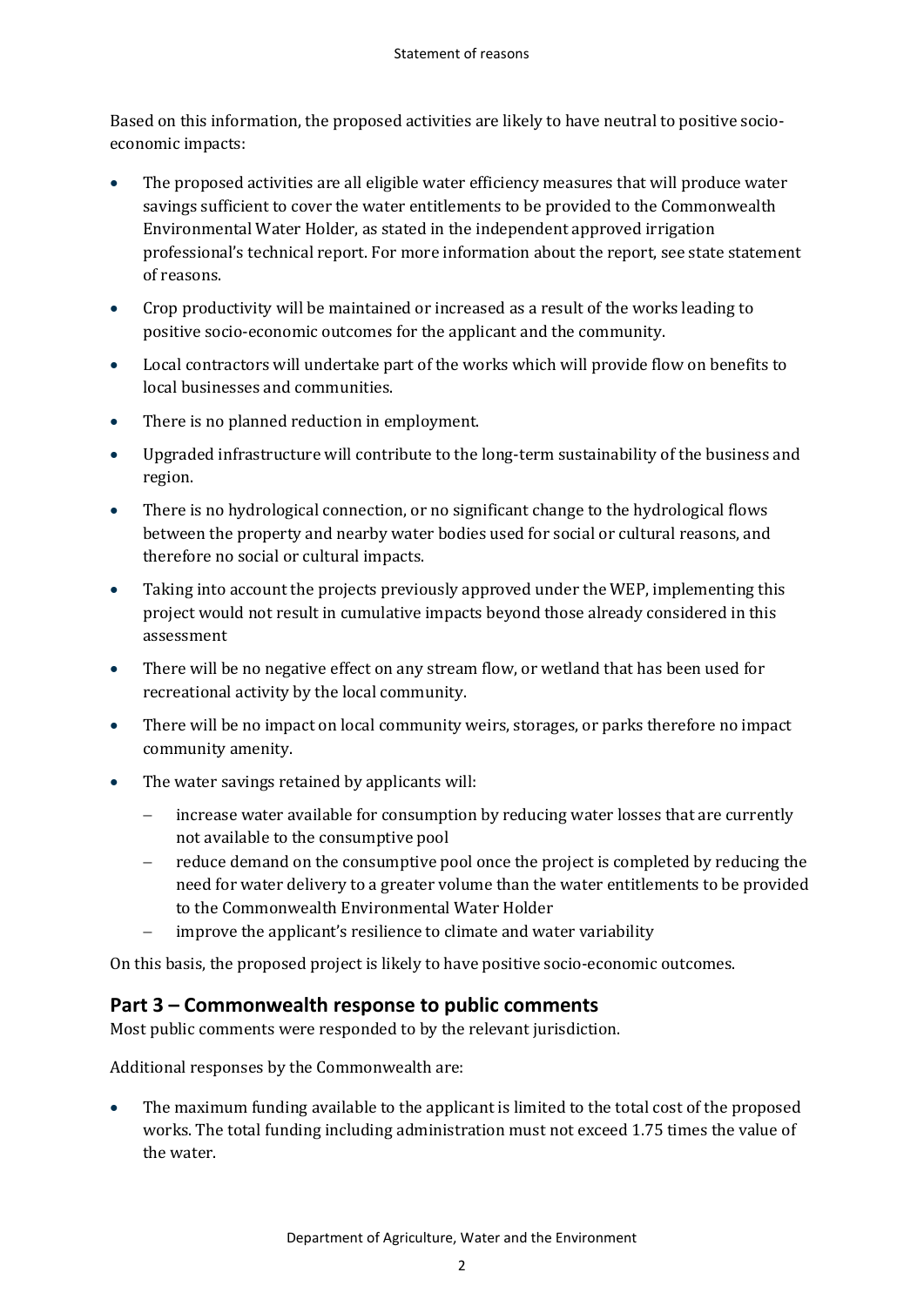Based on this information, the proposed activities are likely to have neutral to positive socio-economic impacts:

- The proposed activities are all eligible water efficiency measures that will produce water savings sufficient to cover the water entitlements to be provided to the Commonwealth Environmental Water Holder, as stated in the independent approved irrigation professional's technical report. For more information about the report, see state statement of reasons.
- Crop productivity will be maintained or increased as a result of the works leading to positive socio-economic outcomes for the applicant and the community.
- Local contractors will undertake part of the works which will provide flow on benefits to local businesses and communities.
- There is no planned reduction in employment.
- Upgraded infrastructure will contribute to the long-term sustainability of the business and region.
- There is no hydrological connection, or no significant change to the hydrological flows between the property and nearby water bodies used for social or cultural reasons, and therefore no social or cultural impacts.
- Taking into account the projects previously approved under the WEP, implementing this project would not result in cumulative impacts beyond those already considered in this assessment
- There will be no negative effect on any stream flow, or wetland that has been used for recreational activity by the local community.
- There will be no impact on local community weirs, storages, or parks therefore no impact community amenity.
- The water savings retained by applicants will:
  - increase water available for consumption by reducing water losses that are currently not available to the consumptive pool
  - reduce demand on the consumptive pool once the project is completed by reducing the need for water delivery to a greater volume than the water entitlements to be provided to the Commonwealth Environmental Water Holder
  - improve the applicant's resilience to climate and water variability

On this basis, the proposed project is likely to have positive socio-economic outcomes.

## Part 3 – Commonwealth response to public comments

Most public comments were responded to by the relevant jurisdiction.

Additional responses by the Commonwealth are:

- The maximum funding available to the applicant is limited to the total cost of the proposed works. The total funding including administration must not exceed 1.75 times the value of the water.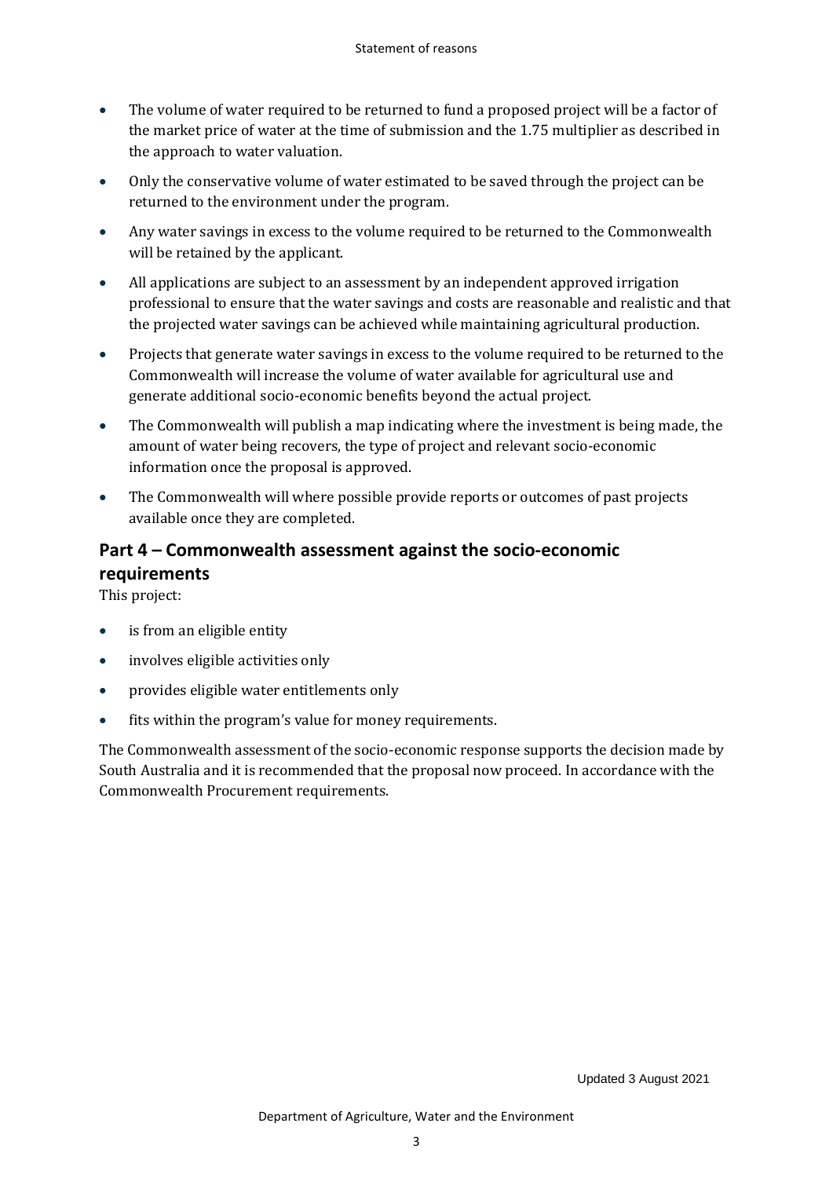- The volume of water required to be returned to fund a proposed project will be a factor of the market price of water at the time of submission and the 1.75 multiplier as described in the approach to water valuation.
- Only the conservative volume of water estimated to be saved through the project can be returned to the environment under the program.
- Any water savings in excess to the volume required to be returned to the Commonwealth will be retained by the applicant.
- All applications are subject to an assessment by an independent approved irrigation professional to ensure that the water savings and costs are reasonable and realistic and that the projected water savings can be achieved while maintaining agricultural production.
- Projects that generate water savings in excess to the volume required to be returned to the Commonwealth will increase the volume of water available for agricultural use and generate additional socio-economic benefits beyond the actual project.
- The Commonwealth will publish a map indicating where the investment is being made, the amount of water being recovers, the type of project and relevant socio-economic information once the proposal is approved.
- The Commonwealth will where possible provide reports or outcomes of past projects available once they are completed.

## Part 4 – Commonwealth assessment against the socio-economic requirements

This project:

- is from an eligible entity
- involves eligible activities only
- provides eligible water entitlements only
- fits within the program's value for money requirements.

The Commonwealth assessment of the socio-economic response supports the decision made by South Australia and it is recommended that the proposal now proceed. In accordance with the Commonwealth Procurement requirements.

Updated 3 August 2021